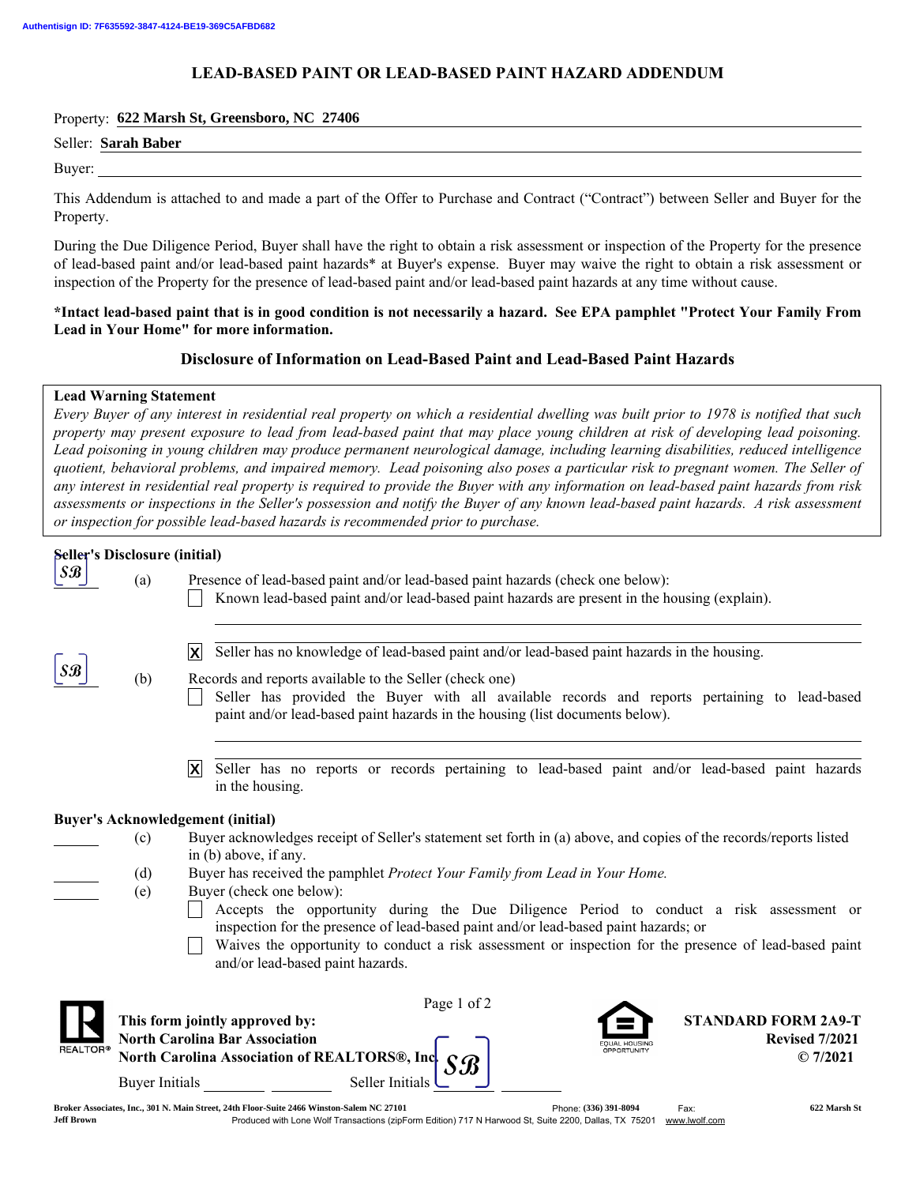Authentisign ID: 7F635592-3847-4124-BE19-369C5AFBD682

# LEAD-BASED PAINT OR LEAD-BASED PAINT HAZARD ADDENDUM

Property: **622 Marsh St, Greensboro, NC 27406**

Seller: **Sarah Baber**

Buyer: ______________________________

This Addendum is attached to and made a part of the Offer to Purchase and Contract ("Contract") between Seller and Buyer for the Property.

During the Due Diligence Period, Buyer shall have the right to obtain a risk assessment or inspection of the Property for the presence of lead-based paint and/or lead-based paint hazards* at Buyer's expense. Buyer may waive the right to obtain a risk assessment or inspection of the Property for the presence of lead-based paint and/or lead-based paint hazards at any time without cause.

**\*Intact lead-based paint that is in good condition is not necessarily a hazard. See EPA pamphlet "Protect Your Family From Lead in Your Home" for more information.**

## Disclosure of Information on Lead-Based Paint and Lead-Based Paint Hazards

**Lead Warning Statement**

*Every Buyer of any interest in residential real property on which a residential dwelling was built prior to 1978 is notified that such property may present exposure to lead from lead-based paint that may place young children at risk of developing lead poisoning. Lead poisoning in young children may produce permanent neurological damage, including learning disabilities, reduced intelligence quotient, behavioral problems, and impaired memory. Lead poisoning also poses a particular risk to pregnant women. The Seller of any interest in residential real property is required to provide the Buyer with any information on lead-based paint hazards from risk assessments or inspections in the Seller's possession and notify the Buyer of any known lead-based paint hazards. A risk assessment or inspection for possible lead-based hazards is recommended prior to purchase.*

**Seller's Disclosure (initial)**

SB (a) Presence of lead-based paint and/or lead-based paint hazards (check one below):

- [ ] Known lead-based paint and/or lead-based paint hazards are present in the housing (explain).

  ______________________________

- [x] Seller has no knowledge of lead-based paint and/or lead-based paint hazards in the housing.

SB (b) Records and reports available to the Seller (check one)

- [ ] Seller has provided the Buyer with all available records and reports pertaining to lead-based paint and/or lead-based paint hazards in the housing (list documents below).

  ______________________________

- [x] Seller has no reports or records pertaining to lead-based paint and/or lead-based paint hazards in the housing.

**Buyer's Acknowledgement (initial)**

______ (c) Buyer acknowledges receipt of Seller's statement set forth in (a) above, and copies of the records/reports listed in (b) above, if any.

______ (d) Buyer has received the pamphlet *Protect Your Family from Lead in Your Home.*

______ (e) Buyer (check one below):

- [ ] Accepts the opportunity during the Due Diligence Period to conduct a risk assessment or inspection for the presence of lead-based paint and/or lead-based paint hazards; or
- [ ] Waives the opportunity to conduct a risk assessment or inspection for the presence of lead-based paint and/or lead-based paint hazards.

**This form jointly approved by:**
**North Carolina Bar Association**
**North Carolina Association of REALTORS®, Inc.**

**STANDARD FORM 2A9-T**
**Revised 7/2021**
**© 7/2021**

Buyer Initials ________ ________ Seller Initials SB ________

Broker Associates, Inc., 301 N. Main Street, 24th Floor-Suite 2466 Winston-Salem NC 27101 Phone: (336) 391-8094 Fax: 622 Marsh St
Jeff Brown Produced with Lone Wolf Transactions (zipForm Edition) 717 N Harwood St, Suite 2200, Dallas, TX 75201 www.lwolf.com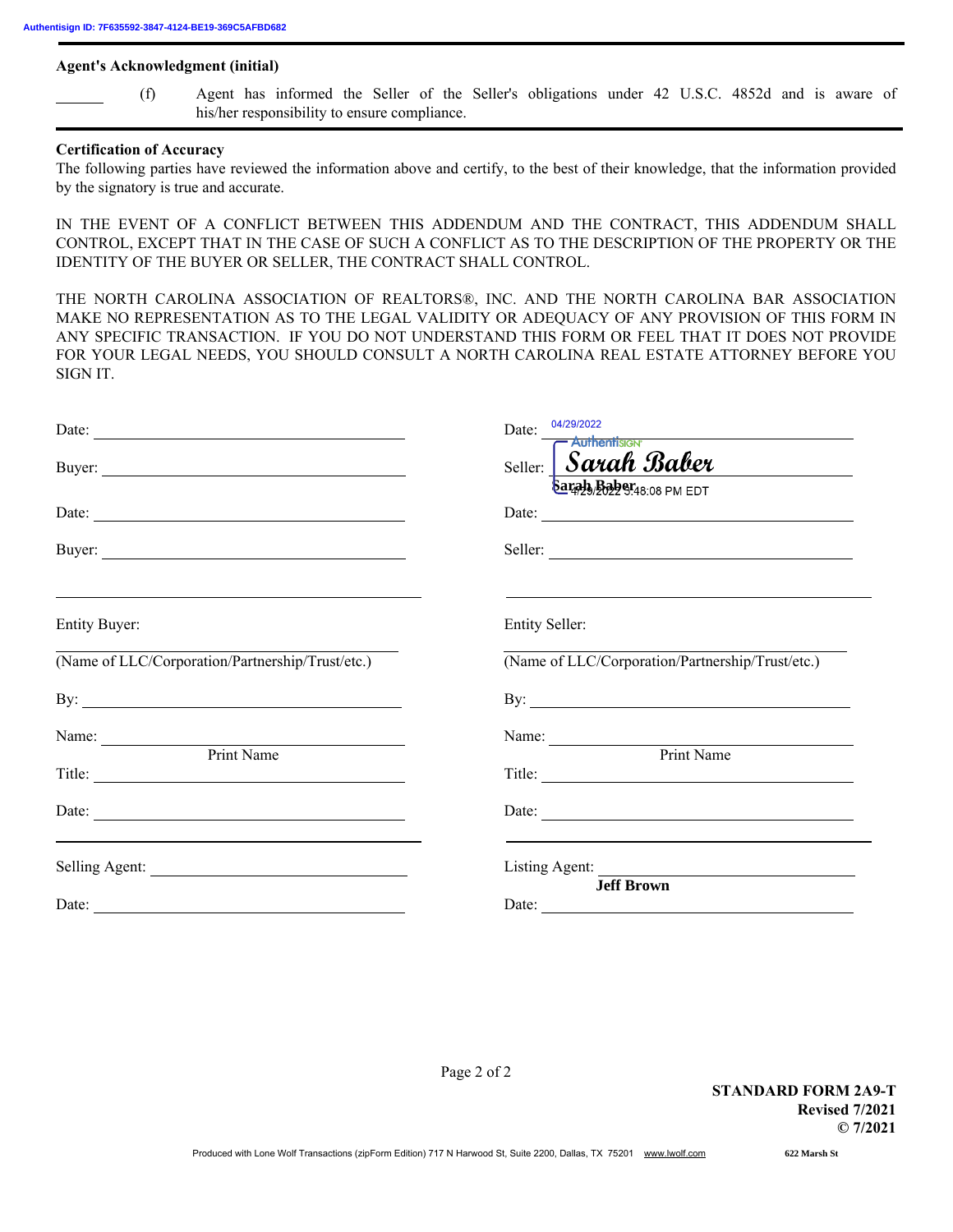Authentisign ID: 7F635592-3847-4124-BE19-369C5AFBD682

**Agent's Acknowledgment (initial)**

_______ (f) Agent has informed the Seller of the Seller's obligations under 42 U.S.C. 4852d and is aware of his/her responsibility to ensure compliance.

**Certification of Accuracy**

The following parties have reviewed the information above and certify, to the best of their knowledge, that the information provided by the signatory is true and accurate.

IN THE EVENT OF A CONFLICT BETWEEN THIS ADDENDUM AND THE CONTRACT, THIS ADDENDUM SHALL CONTROL, EXCEPT THAT IN THE CASE OF SUCH A CONFLICT AS TO THE DESCRIPTION OF THE PROPERTY OR THE IDENTITY OF THE BUYER OR SELLER, THE CONTRACT SHALL CONTROL.

THE NORTH CAROLINA ASSOCIATION OF REALTORS®, INC. AND THE NORTH CAROLINA BAR ASSOCIATION MAKE NO REPRESENTATION AS TO THE LEGAL VALIDITY OR ADEQUACY OF ANY PROVISION OF THIS FORM IN ANY SPECIFIC TRANSACTION. IF YOU DO NOT UNDERSTAND THIS FORM OR FEEL THAT IT DOES NOT PROVIDE FOR YOUR LEGAL NEEDS, YOU SHOULD CONSULT A NORTH CAROLINA REAL ESTATE ATTORNEY BEFORE YOU SIGN IT.

Date: ______________________ Date: 04/29/2022

Buyer: ______________________ Seller: Sarah Baber (AuthentiSIGN: Sarah Baber 4/29/2022 3:48:08 PM EDT)

Date: ______________________ Date: ______________________

Buyer: ______________________ Seller: ______________________

Entity Buyer: Entity Seller:

______________________ ______________________
(Name of LLC/Corporation/Partnership/Trust/etc.) (Name of LLC/Corporation/Partnership/Trust/etc.)

By: ______________________ By: ______________________

Name: ______________________ Name: ______________________
Print Name Print Name

Title: ______________________ Title: ______________________

Date: ______________________ Date: ______________________

Selling Agent: ______________________ Listing Agent: ______________________
**Jeff Brown**

Date: ______________________ Date: ______________________

**STANDARD FORM 2A9-T**
**Revised 7/2021**
**© 7/2021**

Produced with Lone Wolf Transactions (zipForm Edition) 717 N Harwood St, Suite 2200, Dallas, TX 75201 www.lwolf.com **622 Marsh St**